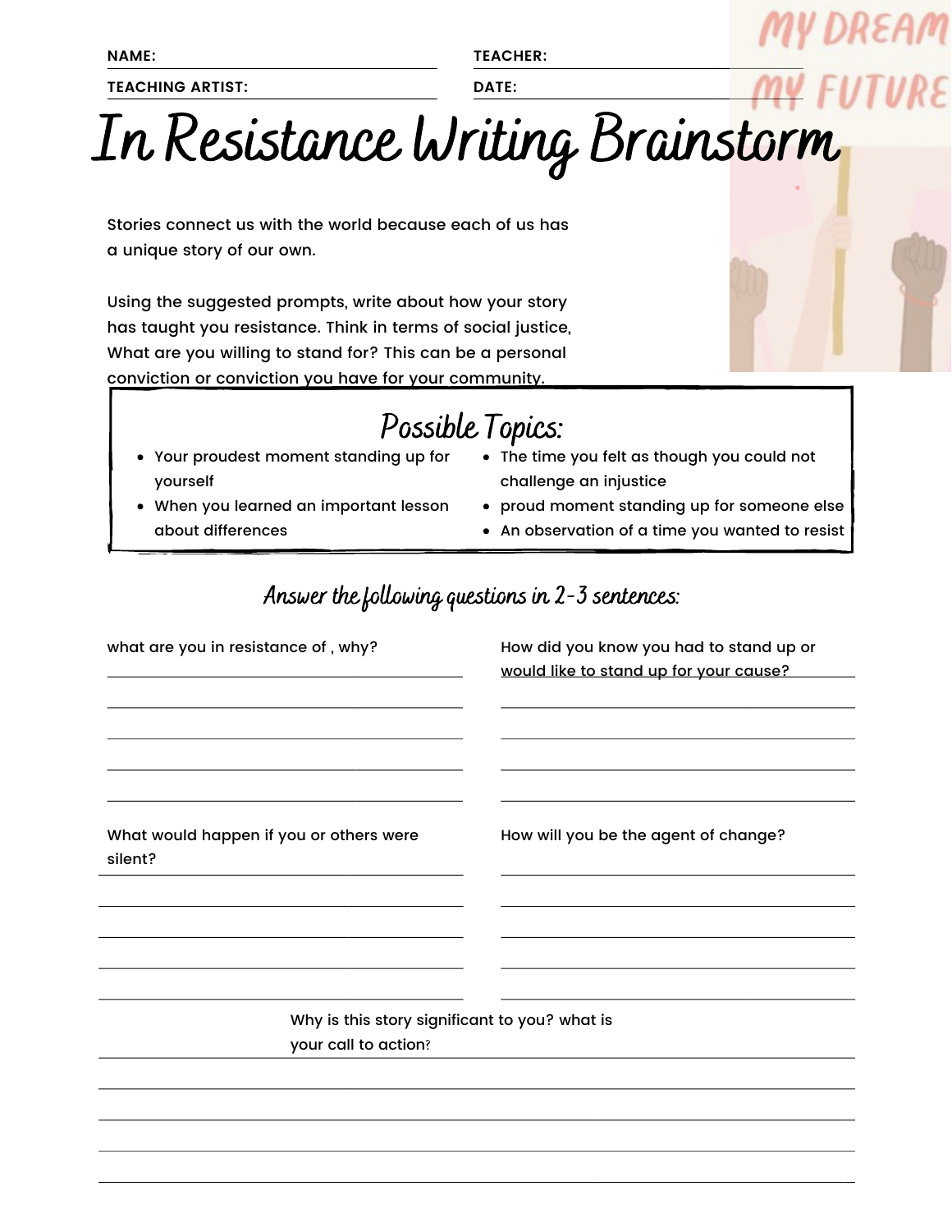NAME: ______________________ TEACHER: ______________________

TEACHING ARTIST: ______________________ DATE: ______________________

MY DREAM MY FUTURE

# In Resistance Writing Brainstorm

Stories connect us with the world because each of us has a unique story of our own.

Using the suggested prompts, write about how your story has taught you resistance. Think in terms of social justice, What are you willing to stand for? This can be a personal conviction or conviction you have for your community.

## Possible Topics:

- Your proudest moment standing up for yourself
- When you learned an important lesson about differences
- The time you felt as though you could not challenge an injustice
- proud moment standing up for someone else
- An observation of a time you wanted to resist

### Answer the following questions in 2-3 sentences:

what are you in resistance of , why?

______________________________________________
______________________________________________
______________________________________________
______________________________________________
______________________________________________

How did you know you had to stand up or would like to stand up for your cause?

______________________________________________
______________________________________________
______________________________________________
______________________________________________

What would happen if you or others were silent?

______________________________________________
______________________________________________
______________________________________________
______________________________________________
______________________________________________

How will you be the agent of change?

______________________________________________
______________________________________________
______________________________________________
______________________________________________
______________________________________________

Why is this story significant to you? what is your call to action?

______________________________________________
______________________________________________
______________________________________________
______________________________________________
______________________________________________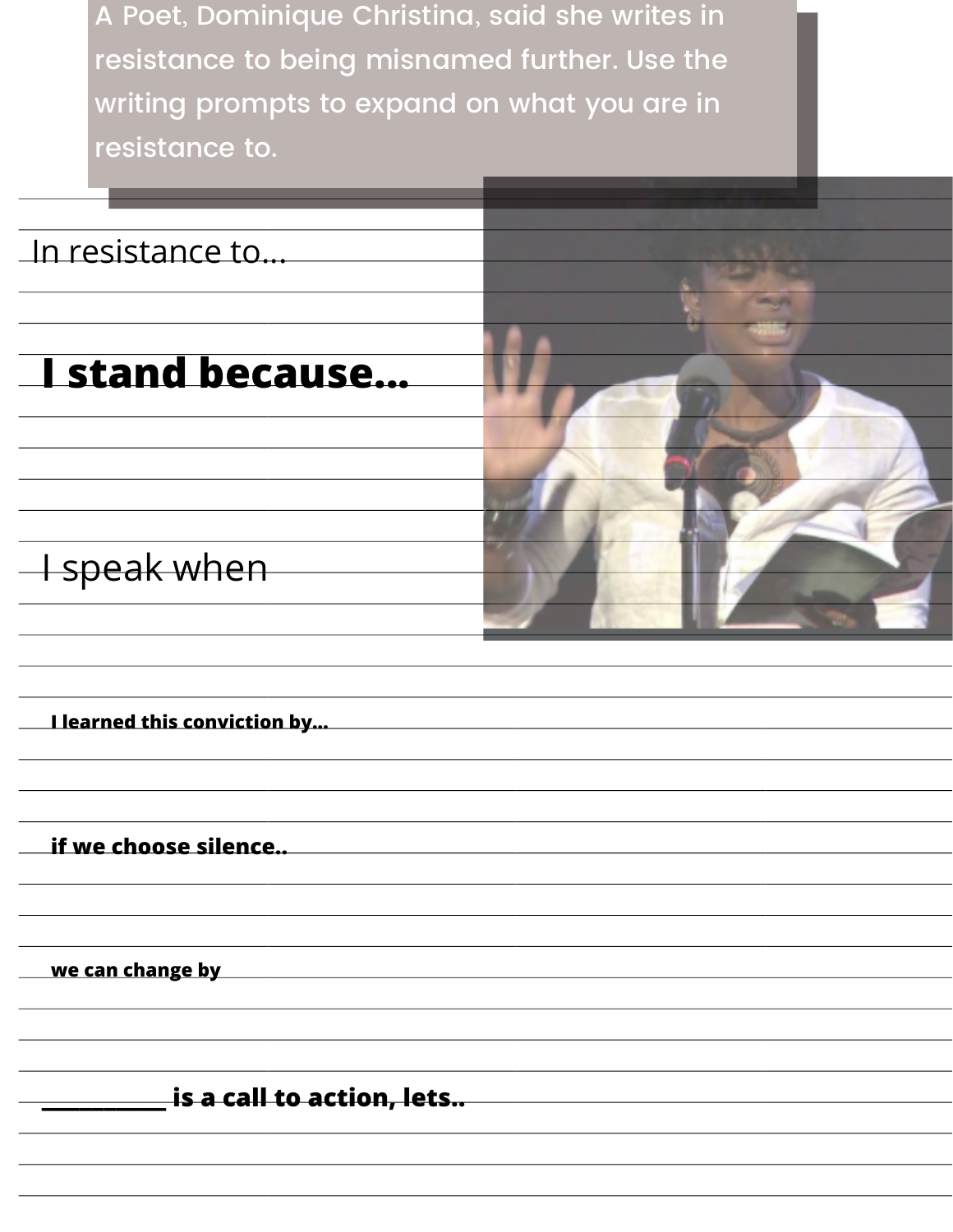A Poet, Dominique Christina, said she writes in resistance to being misnamed further. Use the writing prompts to expand on what you are in resistance to.

In resistance to...

**I stand because...**

I speak when

**I learned this conviction by...**

**if we choose silence..**

**we can change by**

**\_\_\_\_\_\_\_\_\_\_\_\_ is a call to action, lets..**